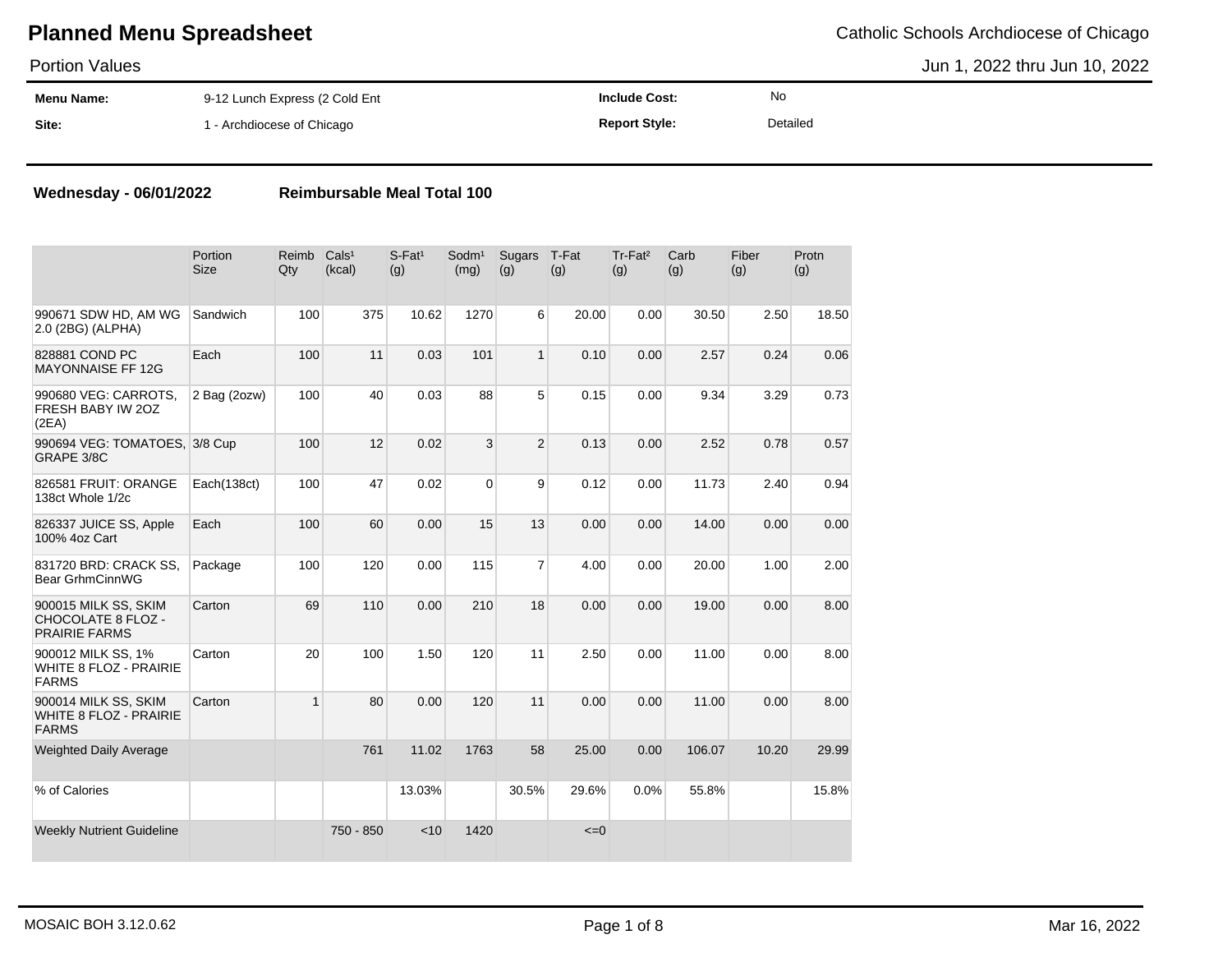# Planned Menu Spreadsheet

Catholic Schools Archdiocese of Chicago

Portion Values

Jun 1, 2022 thru Jun 10, 2022

| | | | |
|---|---|---|---|
| **Menu Name:** | 9-12 Lunch Express (2 Cold Ent | **Include Cost:** | No |
| **Site:** | 1 - Archdiocese of Chicago | **Report Style:** | Detailed |

**Wednesday - 06/01/2022** **Reimbursable Meal Total 100**

| | Portion Size | Reimb Qty | Cals[1] (kcal) | S-Fat[1] (g) | Sodm[1] (mg) | Sugars (g) | T-Fat (g) | Tr-Fat[2] (g) | Carb (g) | Fiber (g) | Protn (g) |
|---|---|---|---|---|---|---|---|---|---|---|---|
| 990671 SDW HD, AM WG 2.0 (2BG) (ALPHA) | Sandwich | 100 | 375 | 10.62 | 1270 | 6 | 20.00 | 0.00 | 30.50 | 2.50 | 18.50 |
| 828881 COND PC MAYONNAISE FF 12G | Each | 100 | 11 | 0.03 | 101 | 1 | 0.10 | 0.00 | 2.57 | 0.24 | 0.06 |
| 990680 VEG: CARROTS, FRESH BABY IW 2OZ (2EA) | 2 Bag (2ozw) | 100 | 40 | 0.03 | 88 | 5 | 0.15 | 0.00 | 9.34 | 3.29 | 0.73 |
| 990694 VEG: TOMATOES, GRAPE 3/8C | 3/8 Cup | 100 | 12 | 0.02 | 3 | 2 | 0.13 | 0.00 | 2.52 | 0.78 | 0.57 |
| 826581 FRUIT: ORANGE 138ct Whole 1/2c | Each(138ct) | 100 | 47 | 0.02 | 0 | 9 | 0.12 | 0.00 | 11.73 | 2.40 | 0.94 |
| 826337 JUICE SS, Apple 100% 4oz Cart | Each | 100 | 60 | 0.00 | 15 | 13 | 0.00 | 0.00 | 14.00 | 0.00 | 0.00 |
| 831720 BRD: CRACK SS, Bear GrhmCinnWG | Package | 100 | 120 | 0.00 | 115 | 7 | 4.00 | 0.00 | 20.00 | 1.00 | 2.00 |
| 900015 MILK SS, SKIM CHOCOLATE 8 FLOZ - PRAIRIE FARMS | Carton | 69 | 110 | 0.00 | 210 | 18 | 0.00 | 0.00 | 19.00 | 0.00 | 8.00 |
| 900012 MILK SS, 1% WHITE 8 FLOZ - PRAIRIE FARMS | Carton | 20 | 100 | 1.50 | 120 | 11 | 2.50 | 0.00 | 11.00 | 0.00 | 8.00 |
| 900014 MILK SS, SKIM WHITE 8 FLOZ - PRAIRIE FARMS | Carton | 1 | 80 | 0.00 | 120 | 11 | 0.00 | 0.00 | 11.00 | 0.00 | 8.00 |
| Weighted Daily Average | | | 761 | 11.02 | 1763 | 58 | 25.00 | 0.00 | 106.07 | 10.20 | 29.99 |
| % of Calories | | | | 13.03% | | 30.5% | 29.6% | 0.0% | 55.8% | | 15.8% |
| Weekly Nutrient Guideline | | | 750 - 850 | <10 | 1420 | | <=0 | | | | |

MOSAIC BOH 3.12.0.62

Mar 16, 2022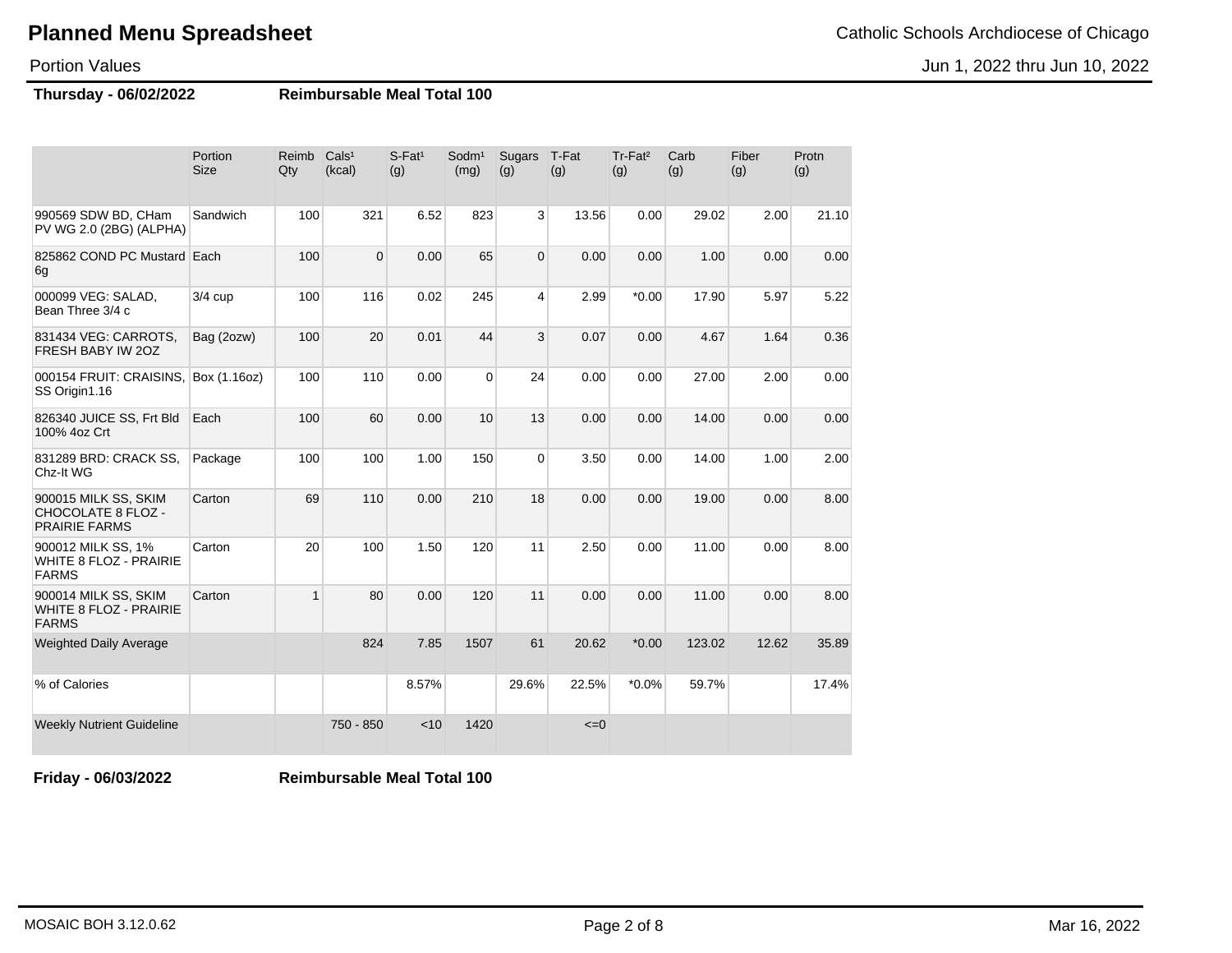# Planned Menu Spreadsheet

Catholic Schools Archdiocese of Chicago

Portion Values

Jun 1, 2022 thru Jun 10, 2022

**Thursday - 06/02/2022** **Reimbursable Meal Total 100**

| | Portion Size | Reimb Qty | Cals[1] (kcal) | S-Fat[1] (g) | Sodm[1] (mg) | Sugars (g) | T-Fat (g) | Tr-Fat[2] (g) | Carb (g) | Fiber (g) | Protn (g) |
|---|---|---|---|---|---|---|---|---|---|---|---|
| 990569 SDW BD, CHam PV WG 2.0 (2BG) (ALPHA) | Sandwich | 100 | 321 | 6.52 | 823 | 3 | 13.56 | 0.00 | 29.02 | 2.00 | 21.10 |
| 825862 COND PC Mustard 6g | Each | 100 | 0 | 0.00 | 65 | 0 | 0.00 | 0.00 | 1.00 | 0.00 | 0.00 |
| 000099 VEG: SALAD, Bean Three 3/4 c | 3/4 cup | 100 | 116 | 0.02 | 245 | 4 | 2.99 | *0.00 | 17.90 | 5.97 | 5.22 |
| 831434 VEG: CARROTS, FRESH BABY IW 2OZ | Bag (2ozw) | 100 | 20 | 0.01 | 44 | 3 | 0.07 | 0.00 | 4.67 | 1.64 | 0.36 |
| 000154 FRUIT: CRAISINS, SS Origin1.16 | Box (1.16oz) | 100 | 110 | 0.00 | 0 | 24 | 0.00 | 0.00 | 27.00 | 2.00 | 0.00 |
| 826340 JUICE SS, Frt Bld 100% 4oz Crt | Each | 100 | 60 | 0.00 | 10 | 13 | 0.00 | 0.00 | 14.00 | 0.00 | 0.00 |
| 831289 BRD: CRACK SS, Chz-It WG | Package | 100 | 100 | 1.00 | 150 | 0 | 3.50 | 0.00 | 14.00 | 1.00 | 2.00 |
| 900015 MILK SS, SKIM CHOCOLATE 8 FLOZ - PRAIRIE FARMS | Carton | 69 | 110 | 0.00 | 210 | 18 | 0.00 | 0.00 | 19.00 | 0.00 | 8.00 |
| 900012 MILK SS, 1% WHITE 8 FLOZ - PRAIRIE FARMS | Carton | 20 | 100 | 1.50 | 120 | 11 | 2.50 | 0.00 | 11.00 | 0.00 | 8.00 |
| 900014 MILK SS, SKIM WHITE 8 FLOZ - PRAIRIE FARMS | Carton | 1 | 80 | 0.00 | 120 | 11 | 0.00 | 0.00 | 11.00 | 0.00 | 8.00 |
| Weighted Daily Average | | | 824 | 7.85 | 1507 | 61 | 20.62 | *0.00 | 123.02 | 12.62 | 35.89 |
| % of Calories | | | | 8.57% | | 29.6% | 22.5% | *0.0% | 59.7% | | 17.4% |
| Weekly Nutrient Guideline | | | 750 - 850 | <10 | 1420 | | <=0 | | | | |

**Friday - 06/03/2022** **Reimbursable Meal Total 100**

MOSAIC BOH 3.12.0.62

Mar 16, 2022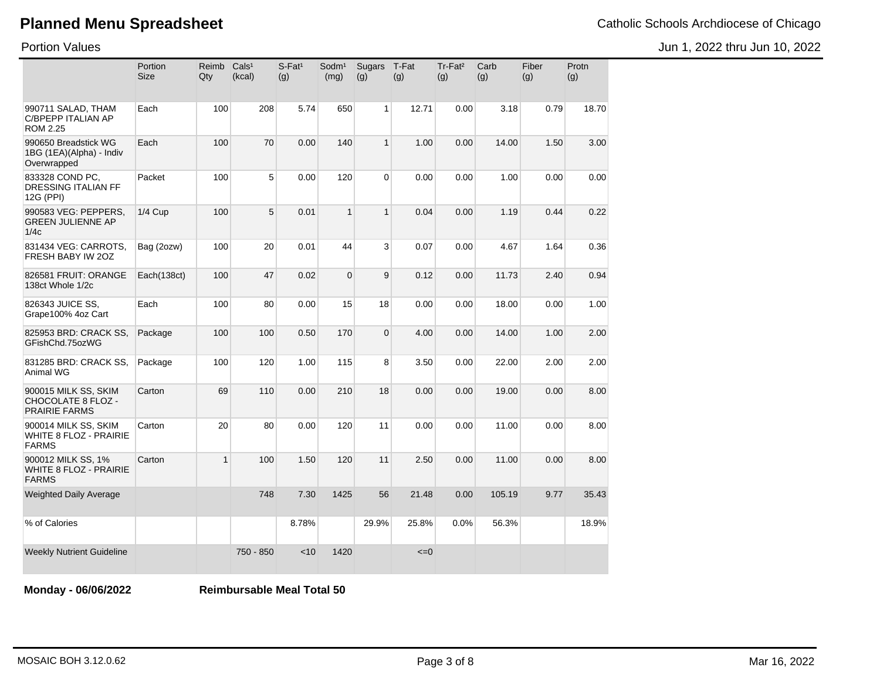# Planned Menu Spreadsheet

Catholic Schools Archdiocese of Chicago

Portion Values

Jun 1, 2022 thru Jun 10, 2022

| | Portion Size | Reimb Qty | Cals[1] (kcal) | S-Fat[1] (g) | Sodm[1] (mg) | Sugars (g) | T-Fat (g) | Tr-Fat[2] (g) | Carb (g) | Fiber (g) | Protn (g) |
|---|---|---|---|---|---|---|---|---|---|---|---|
| 990711 SALAD, THAM C/BPEPP ITALIAN AP ROM 2.25 | Each | 100 | 208 | 5.74 | 650 | 1 | 12.71 | 0.00 | 3.18 | 0.79 | 18.70 |
| 990650 Breadstick WG 1BG (1EA)(Alpha) - Indiv Overwrapped | Each | 100 | 70 | 0.00 | 140 | 1 | 1.00 | 0.00 | 14.00 | 1.50 | 3.00 |
| 833328 COND PC, DRESSING ITALIAN FF 12G (PPI) | Packet | 100 | 5 | 0.00 | 120 | 0 | 0.00 | 0.00 | 1.00 | 0.00 | 0.00 |
| 990583 VEG: PEPPERS, GREEN JULIENNE AP 1/4c | 1/4 Cup | 100 | 5 | 0.01 | 1 | 1 | 0.04 | 0.00 | 1.19 | 0.44 | 0.22 |
| 831434 VEG: CARROTS, FRESH BABY IW 2OZ | Bag (2ozw) | 100 | 20 | 0.01 | 44 | 3 | 0.07 | 0.00 | 4.67 | 1.64 | 0.36 |
| 826581 FRUIT: ORANGE 138ct Whole 1/2c | Each(138ct) | 100 | 47 | 0.02 | 0 | 9 | 0.12 | 0.00 | 11.73 | 2.40 | 0.94 |
| 826343 JUICE SS, Grape100% 4oz Cart | Each | 100 | 80 | 0.00 | 15 | 18 | 0.00 | 0.00 | 18.00 | 0.00 | 1.00 |
| 825953 BRD: CRACK SS, GFishChd.75ozWG | Package | 100 | 100 | 0.50 | 170 | 0 | 4.00 | 0.00 | 14.00 | 1.00 | 2.00 |
| 831285 BRD: CRACK SS, Animal WG | Package | 100 | 120 | 1.00 | 115 | 8 | 3.50 | 0.00 | 22.00 | 2.00 | 2.00 |
| 900015 MILK SS, SKIM CHOCOLATE 8 FLOZ - PRAIRIE FARMS | Carton | 69 | 110 | 0.00 | 210 | 18 | 0.00 | 0.00 | 19.00 | 0.00 | 8.00 |
| 900014 MILK SS, SKIM WHITE 8 FLOZ - PRAIRIE FARMS | Carton | 20 | 80 | 0.00 | 120 | 11 | 0.00 | 0.00 | 11.00 | 0.00 | 8.00 |
| 900012 MILK SS, 1% WHITE 8 FLOZ - PRAIRIE FARMS | Carton | 1 | 100 | 1.50 | 120 | 11 | 2.50 | 0.00 | 11.00 | 0.00 | 8.00 |
| Weighted Daily Average | | | 748 | 7.30 | 1425 | 56 | 21.48 | 0.00 | 105.19 | 9.77 | 35.43 |
| % of Calories | | | | 8.78% | | 29.9% | 25.8% | 0.0% | 56.3% | | 18.9% |
| Weekly Nutrient Guideline | | | 750 - 850 | <10 | 1420 | | <=0 | | | | |

**Monday - 06/06/2022** **Reimbursable Meal Total 50**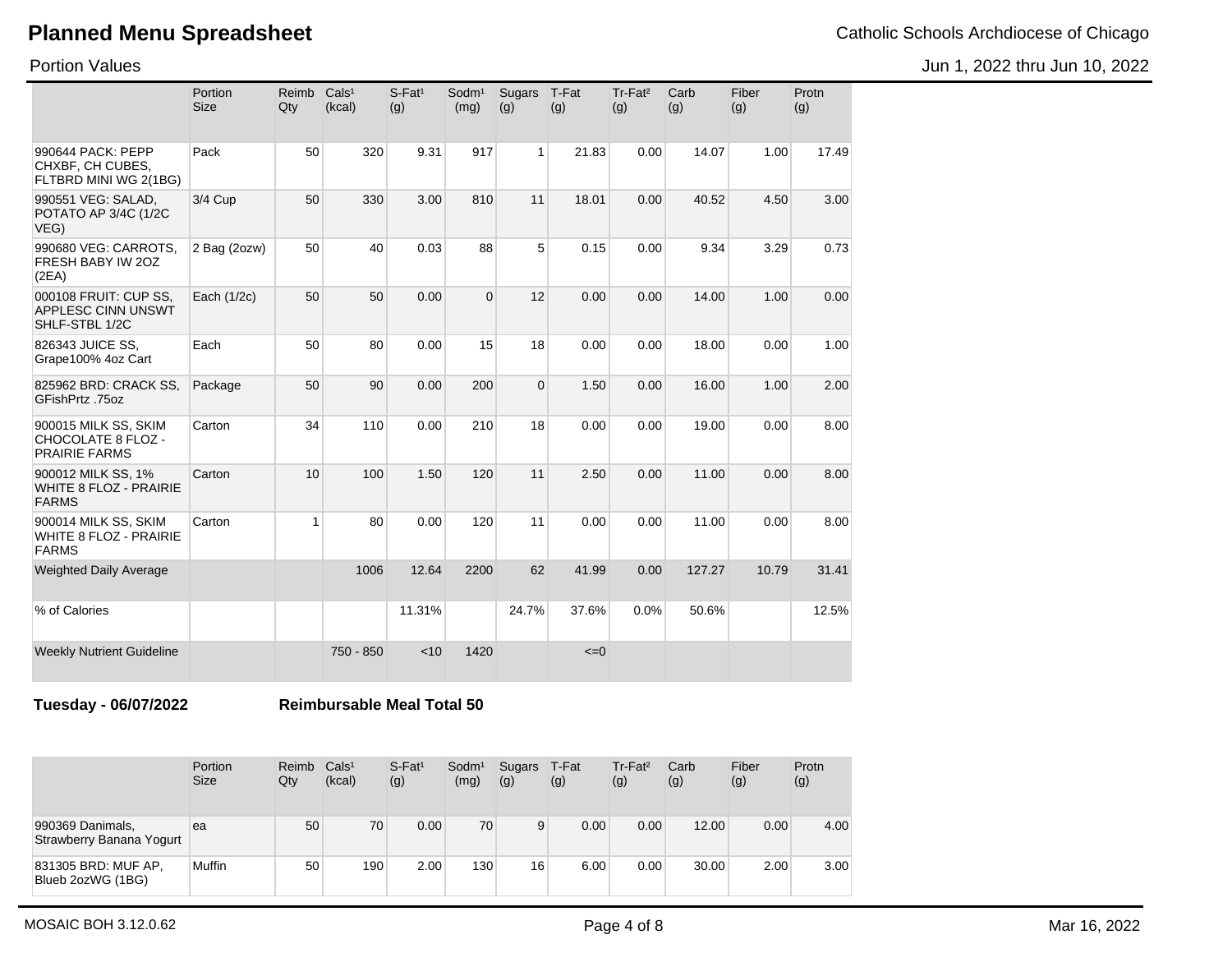# Planned Menu Spreadsheet

Catholic Schools Archdiocese of Chicago

Portion Values

Jun 1, 2022 thru Jun 10, 2022

| | Portion Size | Reimb Qty | Cals[1] (kcal) | S-Fat[1] (g) | Sodm[1] (mg) | Sugars (g) | T-Fat (g) | Tr-Fat[2] (g) | Carb (g) | Fiber (g) | Protn (g) |
|---|---|---|---|---|---|---|---|---|---|---|---|
| 990644 PACK: PEPP CHXBF, CH CUBES, FLTBRD MINI WG 2(1BG) | Pack | 50 | 320 | 9.31 | 917 | 1 | 21.83 | 0.00 | 14.07 | 1.00 | 17.49 |
| 990551 VEG: SALAD, POTATO AP 3/4C (1/2C VEG) | 3/4 Cup | 50 | 330 | 3.00 | 810 | 11 | 18.01 | 0.00 | 40.52 | 4.50 | 3.00 |
| 990680 VEG: CARROTS, FRESH BABY IW 2OZ (2EA) | 2 Bag (2ozw) | 50 | 40 | 0.03 | 88 | 5 | 0.15 | 0.00 | 9.34 | 3.29 | 0.73 |
| 000108 FRUIT: CUP SS, APPLESC CINN UNSWT SHLF-STBL 1/2C | Each (1/2c) | 50 | 50 | 0.00 | 0 | 12 | 0.00 | 0.00 | 14.00 | 1.00 | 0.00 |
| 826343 JUICE SS, Grape100% 4oz Cart | Each | 50 | 80 | 0.00 | 15 | 18 | 0.00 | 0.00 | 18.00 | 0.00 | 1.00 |
| 825962 BRD: CRACK SS, GFishPrtz .75oz | Package | 50 | 90 | 0.00 | 200 | 0 | 1.50 | 0.00 | 16.00 | 1.00 | 2.00 |
| 900015 MILK SS, SKIM CHOCOLATE 8 FLOZ - PRAIRIE FARMS | Carton | 34 | 110 | 0.00 | 210 | 18 | 0.00 | 0.00 | 19.00 | 0.00 | 8.00 |
| 900012 MILK SS, 1% WHITE 8 FLOZ - PRAIRIE FARMS | Carton | 10 | 100 | 1.50 | 120 | 11 | 2.50 | 0.00 | 11.00 | 0.00 | 8.00 |
| 900014 MILK SS, SKIM WHITE 8 FLOZ - PRAIRIE FARMS | Carton | 1 | 80 | 0.00 | 120 | 11 | 0.00 | 0.00 | 11.00 | 0.00 | 8.00 |
| Weighted Daily Average | | | 1006 | 12.64 | 2200 | 62 | 41.99 | 0.00 | 127.27 | 10.79 | 31.41 |
| % of Calories | | | | 11.31% | | 24.7% | 37.6% | 0.0% | 50.6% | | 12.5% |
| Weekly Nutrient Guideline | | | 750 - 850 | <10 | 1420 | | <=0 | | | | |

**Tuesday - 06/07/2022** **Reimbursable Meal Total 50**

| | Portion Size | Reimb Qty | Cals[1] (kcal) | S-Fat[1] (g) | Sodm[1] (mg) | Sugars (g) | T-Fat (g) | Tr-Fat[2] (g) | Carb (g) | Fiber (g) | Protn (g) |
|---|---|---|---|---|---|---|---|---|---|---|---|
| 990369 Danimals, Strawberry Banana Yogurt | ea | 50 | 70 | 0.00 | 70 | 9 | 0.00 | 0.00 | 12.00 | 0.00 | 4.00 |
| 831305 BRD: MUF AP, Blueb 2ozWG (1BG) | Muffin | 50 | 190 | 2.00 | 130 | 16 | 6.00 | 0.00 | 30.00 | 2.00 | 3.00 |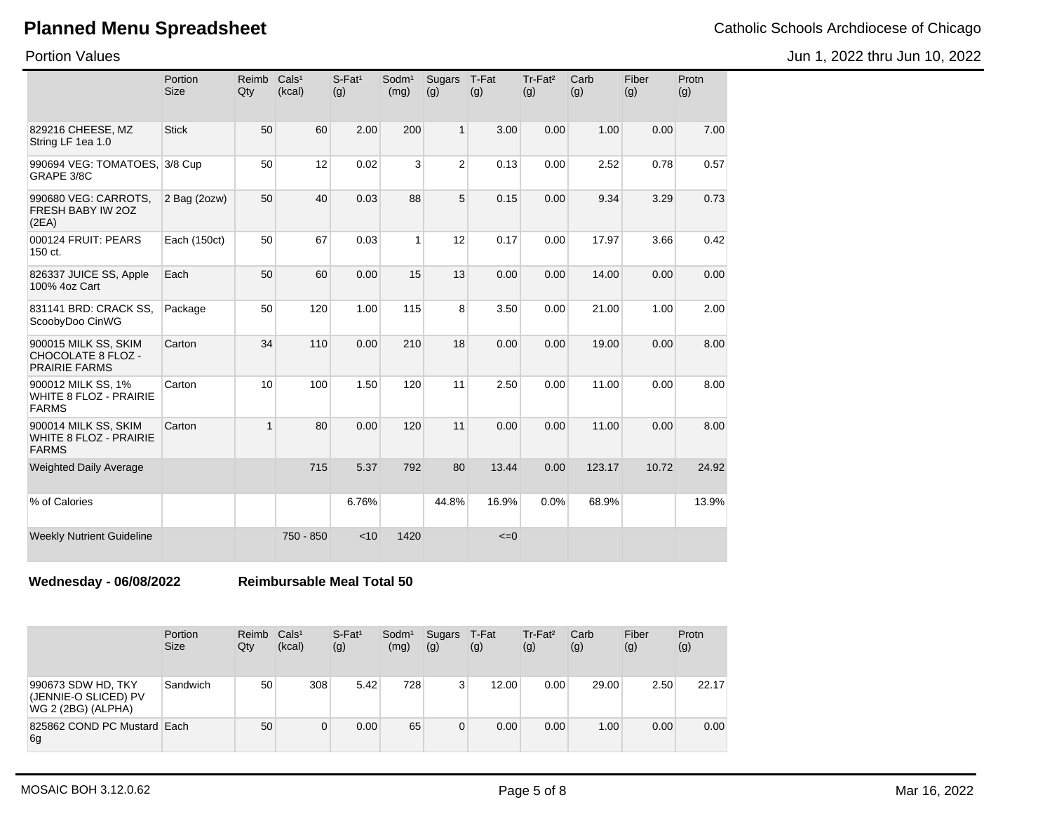# Planned Menu Spreadsheet

Catholic Schools Archdiocese of Chicago

Portion Values

Jun 1, 2022 thru Jun 10, 2022

| | Portion Size | Reimb Qty | Cals[1] (kcal) | S-Fat[1] (g) | Sodm[1] (mg) | Sugars (g) | T-Fat (g) | Tr-Fat[2] (g) | Carb (g) | Fiber (g) | Protn (g) |
|---|---|---|---|---|---|---|---|---|---|---|---|
| 829216 CHEESE, MZ String LF 1ea 1.0 | Stick | 50 | 60 | 2.00 | 200 | 1 | 3.00 | 0.00 | 1.00 | 0.00 | 7.00 |
| 990694 VEG: TOMATOES, GRAPE 3/8C | 3/8 Cup | 50 | 12 | 0.02 | 3 | 2 | 0.13 | 0.00 | 2.52 | 0.78 | 0.57 |
| 990680 VEG: CARROTS, FRESH BABY IW 2OZ (2EA) | 2 Bag (2ozw) | 50 | 40 | 0.03 | 88 | 5 | 0.15 | 0.00 | 9.34 | 3.29 | 0.73 |
| 000124 FRUIT: PEARS 150 ct. | Each (150ct) | 50 | 67 | 0.03 | 1 | 12 | 0.17 | 0.00 | 17.97 | 3.66 | 0.42 |
| 826337 JUICE SS, Apple 100% 4oz Cart | Each | 50 | 60 | 0.00 | 15 | 13 | 0.00 | 0.00 | 14.00 | 0.00 | 0.00 |
| 831141 BRD: CRACK SS, ScoobyDoo CinWG | Package | 50 | 120 | 1.00 | 115 | 8 | 3.50 | 0.00 | 21.00 | 1.00 | 2.00 |
| 900015 MILK SS, SKIM CHOCOLATE 8 FLOZ - PRAIRIE FARMS | Carton | 34 | 110 | 0.00 | 210 | 18 | 0.00 | 0.00 | 19.00 | 0.00 | 8.00 |
| 900012 MILK SS, 1% WHITE 8 FLOZ - PRAIRIE FARMS | Carton | 10 | 100 | 1.50 | 120 | 11 | 2.50 | 0.00 | 11.00 | 0.00 | 8.00 |
| 900014 MILK SS, SKIM WHITE 8 FLOZ - PRAIRIE FARMS | Carton | 1 | 80 | 0.00 | 120 | 11 | 0.00 | 0.00 | 11.00 | 0.00 | 8.00 |
| Weighted Daily Average | | | 715 | 5.37 | 792 | 80 | 13.44 | 0.00 | 123.17 | 10.72 | 24.92 |
| % of Calories | | | | 6.76% | | 44.8% | 16.9% | 0.0% | 68.9% | | 13.9% |
| Weekly Nutrient Guideline | | | 750 - 850 | <10 | 1420 | | <=0 | | | | |

**Wednesday - 06/08/2022** **Reimbursable Meal Total 50**

| | Portion Size | Reimb Qty | Cals[1] (kcal) | S-Fat[1] (g) | Sodm[1] (mg) | Sugars (g) | T-Fat (g) | Tr-Fat[2] (g) | Carb (g) | Fiber (g) | Protn (g) |
|---|---|---|---|---|---|---|---|---|---|---|---|
| 990673 SDW HD, TKY (JENNIE-O SLICED) PV WG 2 (2BG) (ALPHA) | Sandwich | 50 | 308 | 5.42 | 728 | 3 | 12.00 | 0.00 | 29.00 | 2.50 | 22.17 |
| 825862 COND PC Mustard 6g | Each | 50 | 0 | 0.00 | 65 | 0 | 0.00 | 0.00 | 1.00 | 0.00 | 0.00 |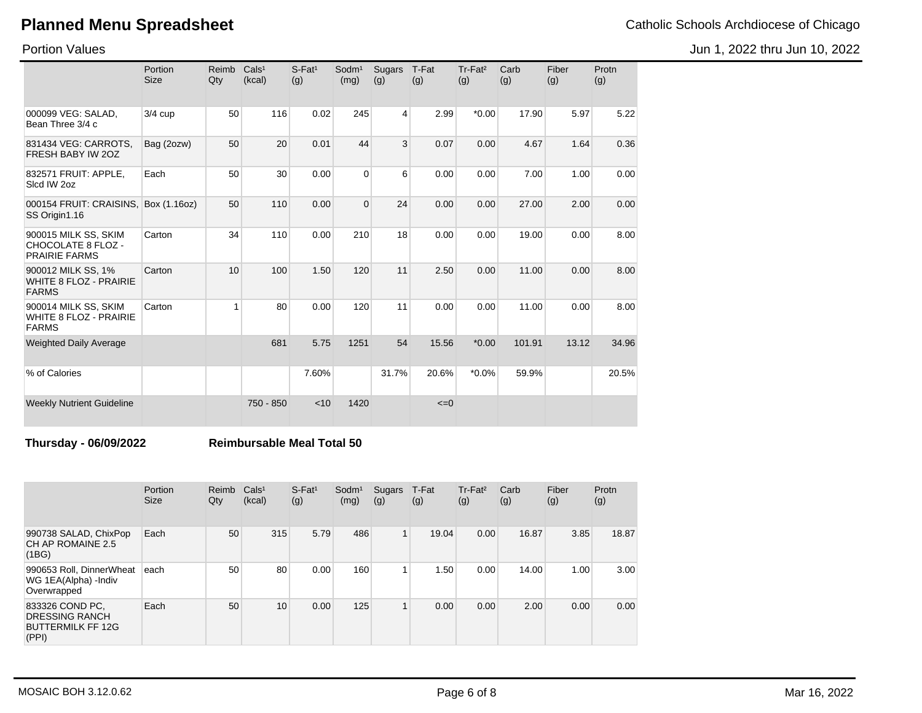# Planned Menu Spreadsheet

Catholic Schools Archdiocese of Chicago

Portion Values

Jun 1, 2022 thru Jun 10, 2022

| | Portion Size | Reimb Qty | Cals[1] (kcal) | S-Fat[1] (g) | Sodm[1] (mg) | Sugars (g) | T-Fat (g) | Tr-Fat[2] (g) | Carb (g) | Fiber (g) | Protn (g) |
|---|---|---|---|---|---|---|---|---|---|---|---|
| 000099 VEG: SALAD, Bean Three 3/4 c | 3/4 cup | 50 | 116 | 0.02 | 245 | 4 | 2.99 | *0.00 | 17.90 | 5.97 | 5.22 |
| 831434 VEG: CARROTS, FRESH BABY IW 2OZ | Bag (2ozw) | 50 | 20 | 0.01 | 44 | 3 | 0.07 | 0.00 | 4.67 | 1.64 | 0.36 |
| 832571 FRUIT: APPLE, Slcd IW 2oz | Each | 50 | 30 | 0.00 | 0 | 6 | 0.00 | 0.00 | 7.00 | 1.00 | 0.00 |
| 000154 FRUIT: CRAISINS, SS Origin1.16 | Box (1.16oz) | 50 | 110 | 0.00 | 0 | 24 | 0.00 | 0.00 | 27.00 | 2.00 | 0.00 |
| 900015 MILK SS, SKIM CHOCOLATE 8 FLOZ - PRAIRIE FARMS | Carton | 34 | 110 | 0.00 | 210 | 18 | 0.00 | 0.00 | 19.00 | 0.00 | 8.00 |
| 900012 MILK SS, 1% WHITE 8 FLOZ - PRAIRIE FARMS | Carton | 10 | 100 | 1.50 | 120 | 11 | 2.50 | 0.00 | 11.00 | 0.00 | 8.00 |
| 900014 MILK SS, SKIM WHITE 8 FLOZ - PRAIRIE FARMS | Carton | 1 | 80 | 0.00 | 120 | 11 | 0.00 | 0.00 | 11.00 | 0.00 | 8.00 |
| Weighted Daily Average | | | 681 | 5.75 | 1251 | 54 | 15.56 | *0.00 | 101.91 | 13.12 | 34.96 |
| % of Calories | | | | 7.60% | | 31.7% | 20.6% | *0.0% | 59.9% | | 20.5% |
| Weekly Nutrient Guideline | | | 750 - 850 | <10 | 1420 | | <=0 | | | | |

**Thursday - 06/09/2022** **Reimbursable Meal Total 50**

| | Portion Size | Reimb Qty | Cals[1] (kcal) | S-Fat[1] (g) | Sodm[1] (mg) | Sugars (g) | T-Fat (g) | Tr-Fat[2] (g) | Carb (g) | Fiber (g) | Protn (g) |
|---|---|---|---|---|---|---|---|---|---|---|---|
| 990738 SALAD, ChixPop CH AP ROMAINE 2.5 (1BG) | Each | 50 | 315 | 5.79 | 486 | 1 | 19.04 | 0.00 | 16.87 | 3.85 | 18.87 |
| 990653 Roll, DinnerWheat WG 1EA(Alpha) -Indiv Overwrapped | each | 50 | 80 | 0.00 | 160 | 1 | 1.50 | 0.00 | 14.00 | 1.00 | 3.00 |
| 833326 COND PC, DRESSING RANCH BUTTERMILK FF 12G (PPI) | Each | 50 | 10 | 0.00 | 125 | 1 | 0.00 | 0.00 | 2.00 | 0.00 | 0.00 |

MOSAIC BOH 3.12.0.62 Mar 16, 2022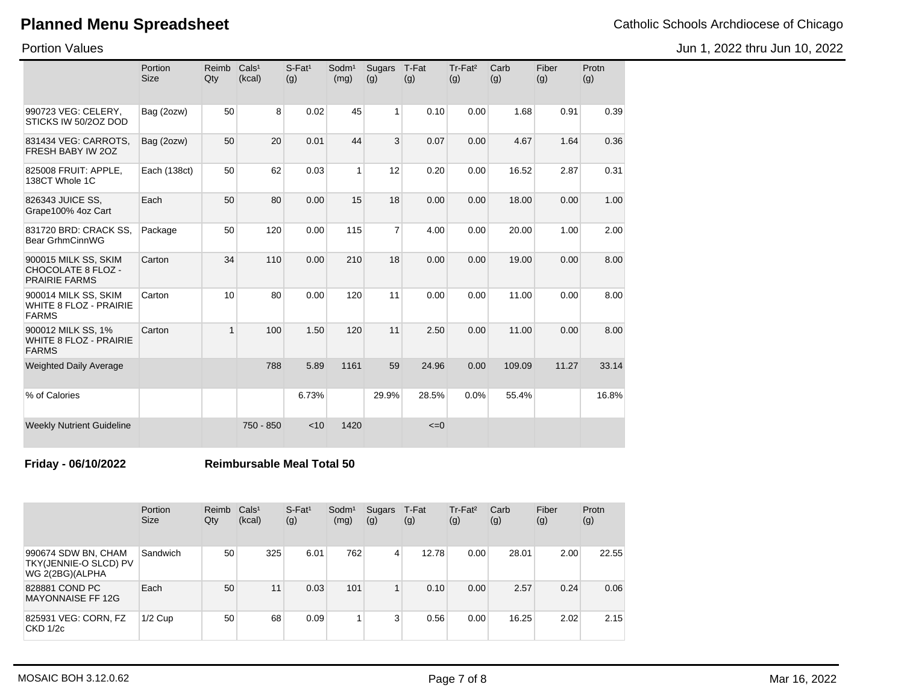# Planned Menu Spreadsheet

Catholic Schools Archdiocese of Chicago

Portion Values

Jun 1, 2022 thru Jun 10, 2022

| | Portion Size | Reimb Qty | Cals[1] (kcal) | S-Fat[1] (g) | Sodm[1] (mg) | Sugars (g) | T-Fat (g) | Tr-Fat[2] (g) | Carb (g) | Fiber (g) | Protn (g) |
|---|---|---|---|---|---|---|---|---|---|---|---|
| 990723 VEG: CELERY, STICKS IW 50/2OZ DOD | Bag (2ozw) | 50 | 8 | 0.02 | 45 | 1 | 0.10 | 0.00 | 1.68 | 0.91 | 0.39 |
| 831434 VEG: CARROTS, FRESH BABY IW 2OZ | Bag (2ozw) | 50 | 20 | 0.01 | 44 | 3 | 0.07 | 0.00 | 4.67 | 1.64 | 0.36 |
| 825008 FRUIT: APPLE, 138CT Whole 1C | Each (138ct) | 50 | 62 | 0.03 | 1 | 12 | 0.20 | 0.00 | 16.52 | 2.87 | 0.31 |
| 826343 JUICE SS, Grape100% 4oz Cart | Each | 50 | 80 | 0.00 | 15 | 18 | 0.00 | 0.00 | 18.00 | 0.00 | 1.00 |
| 831720 BRD: CRACK SS, Bear GrhmCinnWG | Package | 50 | 120 | 0.00 | 115 | 7 | 4.00 | 0.00 | 20.00 | 1.00 | 2.00 |
| 900015 MILK SS, SKIM CHOCOLATE 8 FLOZ - PRAIRIE FARMS | Carton | 34 | 110 | 0.00 | 210 | 18 | 0.00 | 0.00 | 19.00 | 0.00 | 8.00 |
| 900014 MILK SS, SKIM WHITE 8 FLOZ - PRAIRIE FARMS | Carton | 10 | 80 | 0.00 | 120 | 11 | 0.00 | 0.00 | 11.00 | 0.00 | 8.00 |
| 900012 MILK SS, 1% WHITE 8 FLOZ - PRAIRIE FARMS | Carton | 1 | 100 | 1.50 | 120 | 11 | 2.50 | 0.00 | 11.00 | 0.00 | 8.00 |
| Weighted Daily Average | | | 788 | 5.89 | 1161 | 59 | 24.96 | 0.00 | 109.09 | 11.27 | 33.14 |
| % of Calories | | | | 6.73% | | 29.9% | 28.5% | 0.0% | 55.4% | | 16.8% |
| Weekly Nutrient Guideline | | | 750 - 850 | <10 | 1420 | | <=0 | | | | |

**Friday - 06/10/2022** **Reimbursable Meal Total 50**

| | Portion Size | Reimb Qty | Cals[1] (kcal) | S-Fat[1] (g) | Sodm[1] (mg) | Sugars (g) | T-Fat (g) | Tr-Fat[2] (g) | Carb (g) | Fiber (g) | Protn (g) |
|---|---|---|---|---|---|---|---|---|---|---|---|
| 990674 SDW BN, CHAM TKY(JENNIE-O SLCD) PV WG 2(2BG)(ALPHA | Sandwich | 50 | 325 | 6.01 | 762 | 4 | 12.78 | 0.00 | 28.01 | 2.00 | 22.55 |
| 828881 COND PC MAYONNAISE FF 12G | Each | 50 | 11 | 0.03 | 101 | 1 | 0.10 | 0.00 | 2.57 | 0.24 | 0.06 |
| 825931 VEG: CORN, FZ CKD 1/2c | 1/2 Cup | 50 | 68 | 0.09 | 1 | 3 | 0.56 | 0.00 | 16.25 | 2.02 | 2.15 |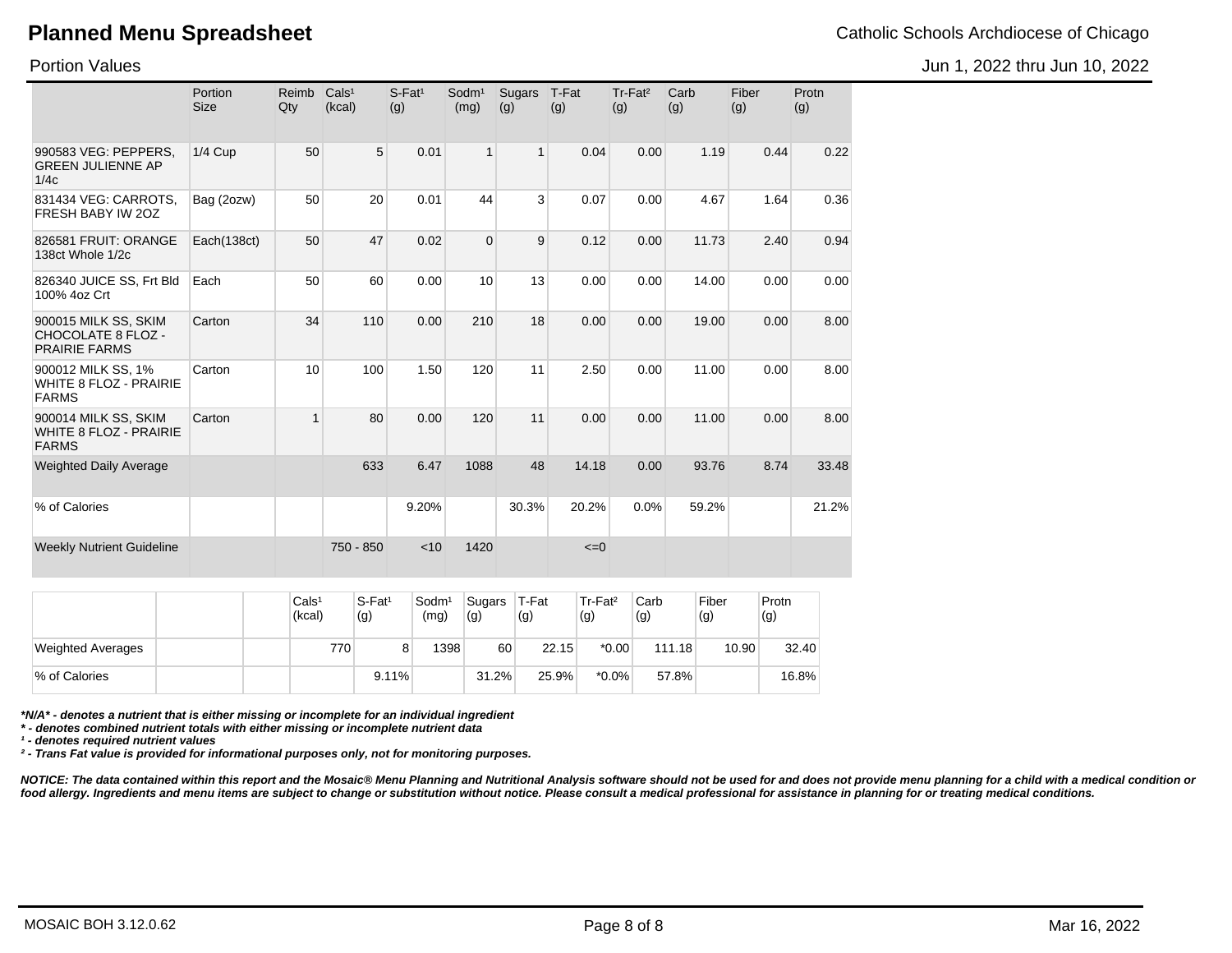# Planned Menu Spreadsheet

Catholic Schools Archdiocese of Chicago

Portion Values

Jun 1, 2022 thru Jun 10, 2022

| | Portion Size | Reimb Qty | Cals[1] (kcal) | S-Fat[1] (g) | Sodm[1] (mg) | Sugars (g) | T-Fat (g) | Tr-Fat[2] (g) | Carb (g) | Fiber (g) | Protn (g) |
|---|---|---|---|---|---|---|---|---|---|---|---|
| 990583 VEG: PEPPERS, GREEN JULIENNE AP 1/4c | 1/4 Cup | 50 | 5 | 0.01 | 1 | 1 | 0.04 | 0.00 | 1.19 | 0.44 | 0.22 |
| 831434 VEG: CARROTS, FRESH BABY IW 2OZ | Bag (2ozw) | 50 | 20 | 0.01 | 44 | 3 | 0.07 | 0.00 | 4.67 | 1.64 | 0.36 |
| 826581 FRUIT: ORANGE 138ct Whole 1/2c | Each(138ct) | 50 | 47 | 0.02 | 0 | 9 | 0.12 | 0.00 | 11.73 | 2.40 | 0.94 |
| 826340 JUICE SS, Frt Bld 100% 4oz Crt | Each | 50 | 60 | 0.00 | 10 | 13 | 0.00 | 0.00 | 14.00 | 0.00 | 0.00 |
| 900015 MILK SS, SKIM CHOCOLATE 8 FLOZ - PRAIRIE FARMS | Carton | 34 | 110 | 0.00 | 210 | 18 | 0.00 | 0.00 | 19.00 | 0.00 | 8.00 |
| 900012 MILK SS, 1% WHITE 8 FLOZ - PRAIRIE FARMS | Carton | 10 | 100 | 1.50 | 120 | 11 | 2.50 | 0.00 | 11.00 | 0.00 | 8.00 |
| 900014 MILK SS, SKIM WHITE 8 FLOZ - PRAIRIE FARMS | Carton | 1 | 80 | 0.00 | 120 | 11 | 0.00 | 0.00 | 11.00 | 0.00 | 8.00 |
| Weighted Daily Average | | | 633 | 6.47 | 1088 | 48 | 14.18 | 0.00 | 93.76 | 8.74 | 33.48 |
| % of Calories | | | | 9.20% | | 30.3% | 20.2% | 0.0% | 59.2% | | 21.2% |
| Weekly Nutrient Guideline | | | 750 - 850 | <10 | 1420 | | <=0 | | | | |

| | | | Cals[1] (kcal) | S-Fat[1] (g) | Sodm[1] (mg) | Sugars (g) | T-Fat (g) | Tr-Fat[2] (g) | Carb (g) | Fiber (g) | Protn (g) |
|---|---|---|---|---|---|---|---|---|---|---|---|
| Weighted Averages | | | 770 | 8 | 1398 | 60 | 22.15 | *0.00 | 111.18 | 10.90 | 32.40 |
| % of Calories | | | | 9.11% | | 31.2% | 25.9% | *0.0% | 57.8% | | 16.8% |

***N/A* - denotes a nutrient that is either missing or incomplete for an individual ingredient***

*** - denotes combined nutrient totals with either missing or incomplete nutrient data***

***[1] - denotes required nutrient values***

***[2] - Trans Fat value is provided for informational purposes only, not for monitoring purposes.***

***NOTICE: The data contained within this report and the Mosaic® Menu Planning and Nutritional Analysis software should not be used for and does not provide menu planning for a child with a medical condition or food allergy. Ingredients and menu items are subject to change or substitution without notice. Please consult a medical professional for assistance in planning for or treating medical conditions.***

MOSAIC BOH 3.12.0.62

Mar 16, 2022